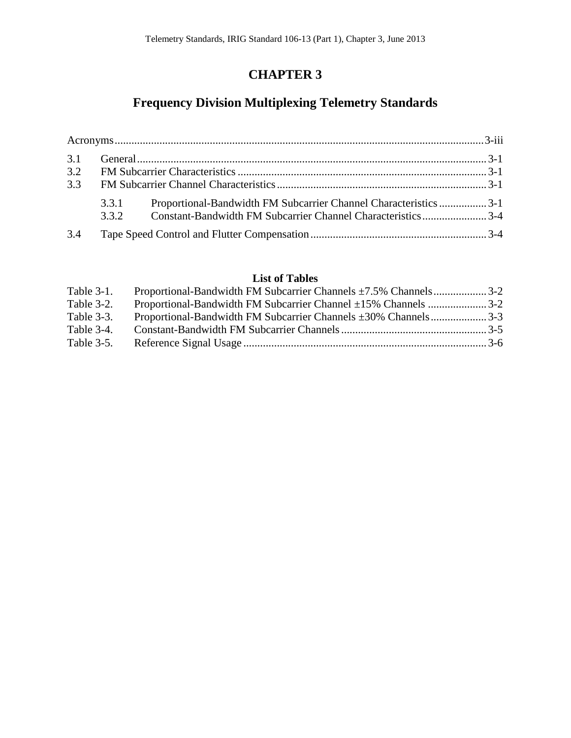# CHAPTER 3

## Frequency Division Multiplexing Telemetry Standards

Acronyms .......... 3-iii

3.1 General .......... 3-1
3.2 FM Subcarrier Characteristics .......... 3-1
3.3 FM Subcarrier Channel Characteristics .......... 3-1

- 3.3.1 Proportional-Bandwidth FM Subcarrier Channel Characteristics .......... 3-1
- 3.3.2 Constant-Bandwidth FM Subcarrier Channel Characteristics .......... 3-4

3.4 Tape Speed Control and Flutter Compensation .......... 3-4

### List of Tables

Table 3-1. Proportional-Bandwidth FM Subcarrier Channels ±7.5% Channels .......... 3-2
Table 3-2. Proportional-Bandwidth FM Subcarrier Channel ±15% Channels .......... 3-2
Table 3-3. Proportional-Bandwidth FM Subcarrier Channels ±30% Channels .......... 3-3
Table 3-4. Constant-Bandwidth FM Subcarrier Channels .......... 3-5
Table 3-5. Reference Signal Usage .......... 3-6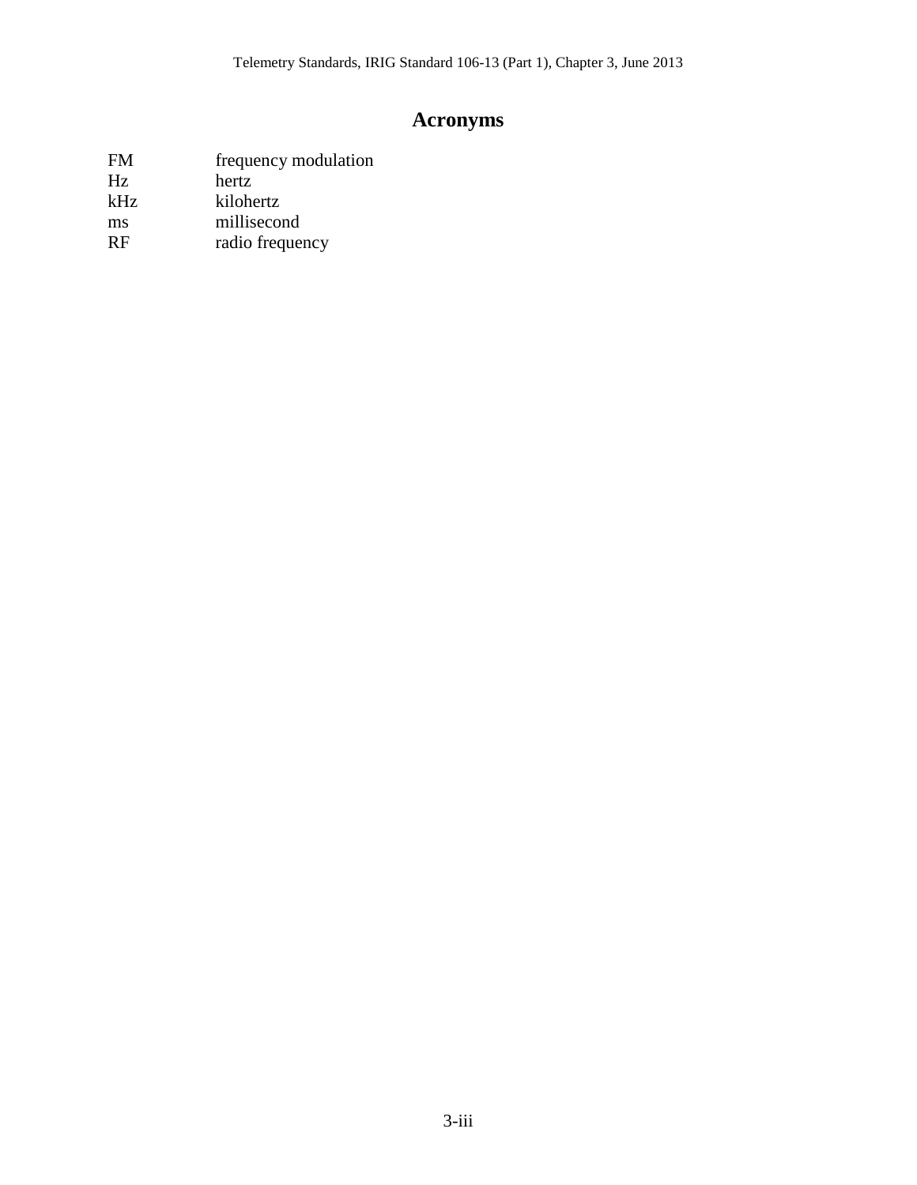# Acronyms

| | |
|---|---|
| FM | frequency modulation |
| Hz | hertz |
| kHz | kilohertz |
| ms | millisecond |
| RF | radio frequency |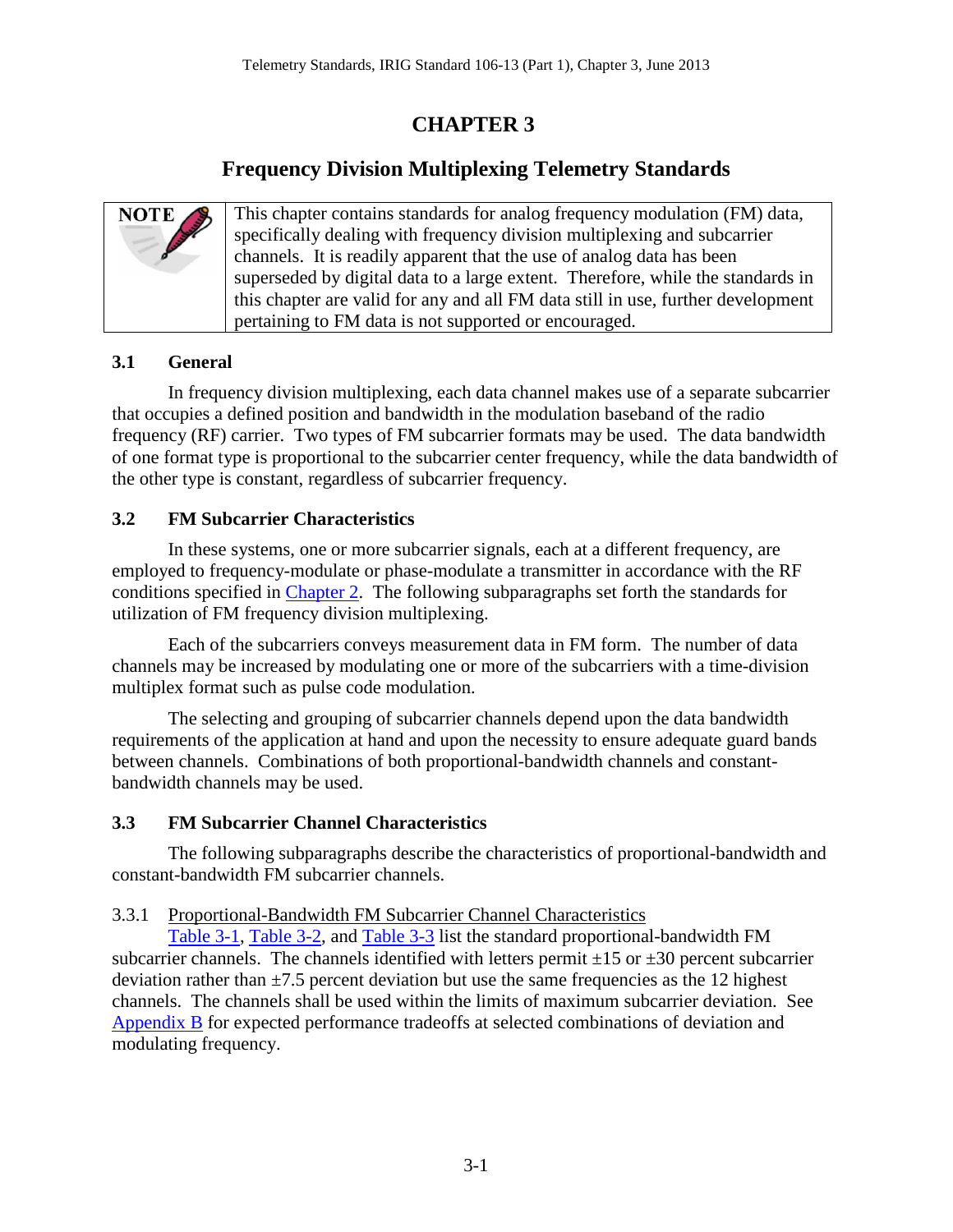# CHAPTER 3

## Frequency Division Multiplexing Telemetry Standards

| NOTE | This chapter contains standards for analog frequency modulation (FM) data, specifically dealing with frequency division multiplexing and subcarrier channels. It is readily apparent that the use of analog data has been superseded by digital data to a large extent. Therefore, while the standards in this chapter are valid for any and all FM data still in use, further development pertaining to FM data is not supported or encouraged. |
|---|---|

### 3.1 General

In frequency division multiplexing, each data channel makes use of a separate subcarrier that occupies a defined position and bandwidth in the modulation baseband of the radio frequency (RF) carrier. Two types of FM subcarrier formats may be used. The data bandwidth of one format type is proportional to the subcarrier center frequency, while the data bandwidth of the other type is constant, regardless of subcarrier frequency.

### 3.2 FM Subcarrier Characteristics

In these systems, one or more subcarrier signals, each at a different frequency, are employed to frequency-modulate or phase-modulate a transmitter in accordance with the RF conditions specified in Chapter 2. The following subparagraphs set forth the standards for utilization of FM frequency division multiplexing.

Each of the subcarriers conveys measurement data in FM form. The number of data channels may be increased by modulating one or more of the subcarriers with a time-division multiplex format such as pulse code modulation.

The selecting and grouping of subcarrier channels depend upon the data bandwidth requirements of the application at hand and upon the necessity to ensure adequate guard bands between channels. Combinations of both proportional-bandwidth channels and constant-bandwidth channels may be used.

### 3.3 FM Subcarrier Channel Characteristics

The following subparagraphs describe the characteristics of proportional-bandwidth and constant-bandwidth FM subcarrier channels.

3.3.1 Proportional-Bandwidth FM Subcarrier Channel Characteristics

Table 3-1, Table 3-2, and Table 3-3 list the standard proportional-bandwidth FM subcarrier channels. The channels identified with letters permit ±15 or ±30 percent subcarrier deviation rather than ±7.5 percent deviation but use the same frequencies as the 12 highest channels. The channels shall be used within the limits of maximum subcarrier deviation. See Appendix B for expected performance tradeoffs at selected combinations of deviation and modulating frequency.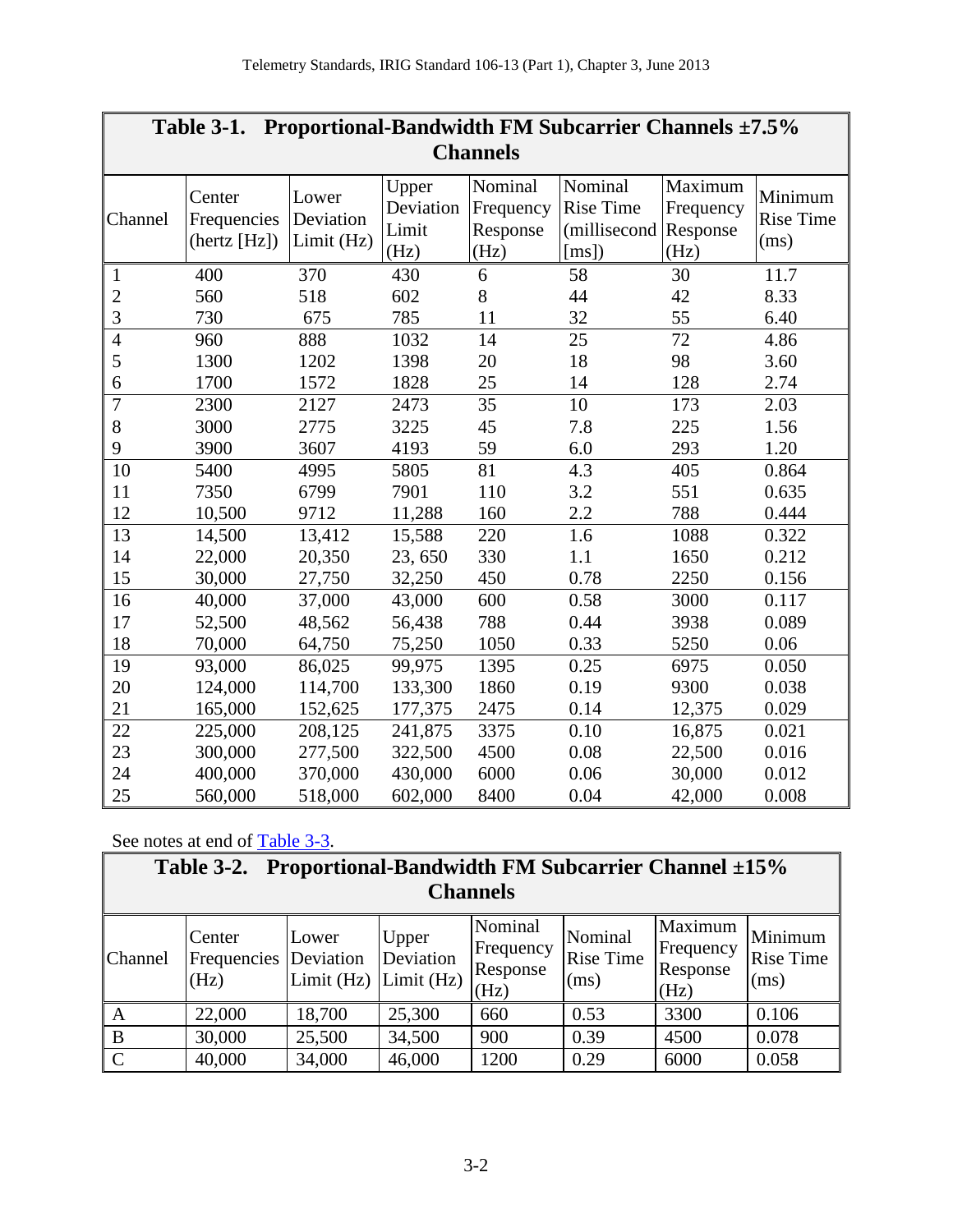**Table 3-1. Proportional-Bandwidth FM Subcarrier Channels ±7.5% Channels**

| Channel | Center Frequencies (hertz [Hz]) | Lower Deviation Limit (Hz) | Upper Deviation Limit (Hz) | Nominal Frequency Response (Hz) | Nominal Rise Time (millisecond [ms]) | Maximum Frequency Response (Hz) | Minimum Rise Time (ms) |
|---|---|---|---|---|---|---|---|
| 1 | 400 | 370 | 430 | 6 | 58 | 30 | 11.7 |
| 2 | 560 | 518 | 602 | 8 | 44 | 42 | 8.33 |
| 3 | 730 | 675 | 785 | 11 | 32 | 55 | 6.40 |
| 4 | 960 | 888 | 1032 | 14 | 25 | 72 | 4.86 |
| 5 | 1300 | 1202 | 1398 | 20 | 18 | 98 | 3.60 |
| 6 | 1700 | 1572 | 1828 | 25 | 14 | 128 | 2.74 |
| 7 | 2300 | 2127 | 2473 | 35 | 10 | 173 | 2.03 |
| 8 | 3000 | 2775 | 3225 | 45 | 7.8 | 225 | 1.56 |
| 9 | 3900 | 3607 | 4193 | 59 | 6.0 | 293 | 1.20 |
| 10 | 5400 | 4995 | 5805 | 81 | 4.3 | 405 | 0.864 |
| 11 | 7350 | 6799 | 7901 | 110 | 3.2 | 551 | 0.635 |
| 12 | 10,500 | 9712 | 11,288 | 160 | 2.2 | 788 | 0.444 |
| 13 | 14,500 | 13,412 | 15,588 | 220 | 1.6 | 1088 | 0.322 |
| 14 | 22,000 | 20,350 | 23, 650 | 330 | 1.1 | 1650 | 0.212 |
| 15 | 30,000 | 27,750 | 32,250 | 450 | 0.78 | 2250 | 0.156 |
| 16 | 40,000 | 37,000 | 43,000 | 600 | 0.58 | 3000 | 0.117 |
| 17 | 52,500 | 48,562 | 56,438 | 788 | 0.44 | 3938 | 0.089 |
| 18 | 70,000 | 64,750 | 75,250 | 1050 | 0.33 | 5250 | 0.06 |
| 19 | 93,000 | 86,025 | 99,975 | 1395 | 0.25 | 6975 | 0.050 |
| 20 | 124,000 | 114,700 | 133,300 | 1860 | 0.19 | 9300 | 0.038 |
| 21 | 165,000 | 152,625 | 177,375 | 2475 | 0.14 | 12,375 | 0.029 |
| 22 | 225,000 | 208,125 | 241,875 | 3375 | 0.10 | 16,875 | 0.021 |
| 23 | 300,000 | 277,500 | 322,500 | 4500 | 0.08 | 22,500 | 0.016 |
| 24 | 400,000 | 370,000 | 430,000 | 6000 | 0.06 | 30,000 | 0.012 |
| 25 | 560,000 | 518,000 | 602,000 | 8400 | 0.04 | 42,000 | 0.008 |

See notes at end of Table 3-3.

**Table 3-2. Proportional-Bandwidth FM Subcarrier Channel ±15% Channels**

| Channel | Center Frequencies (Hz) | Lower Deviation Limit (Hz) | Upper Deviation Limit (Hz) | Nominal Frequency Response (Hz) | Nominal Rise Time (ms) | Maximum Frequency Response (Hz) | Minimum Rise Time (ms) |
|---|---|---|---|---|---|---|---|
| A | 22,000 | 18,700 | 25,300 | 660 | 0.53 | 3300 | 0.106 |
| B | 30,000 | 25,500 | 34,500 | 900 | 0.39 | 4500 | 0.078 |
| C | 40,000 | 34,000 | 46,000 | 1200 | 0.29 | 6000 | 0.058 |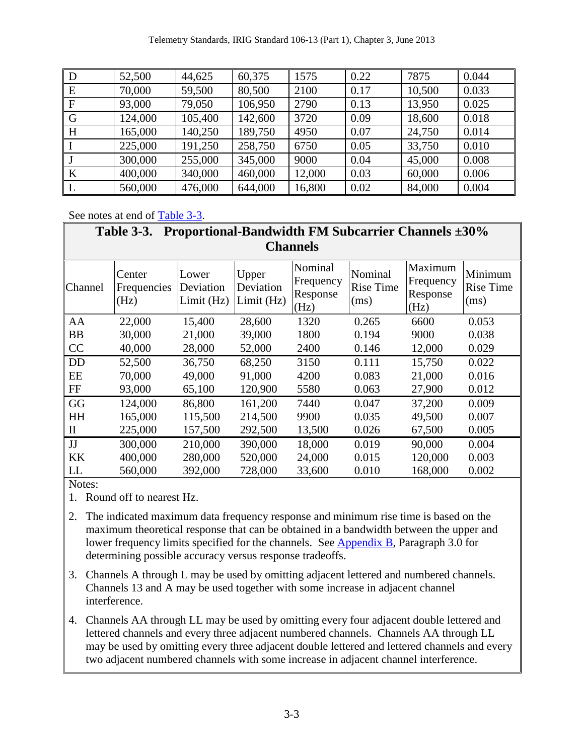| D | 52,500 | 44,625 | 60,375 | 1575 | 0.22 | 7875 | 0.044 |
|---|---|---|---|---|---|---|---|
| E | 70,000 | 59,500 | 80,500 | 2100 | 0.17 | 10,500 | 0.033 |
| F | 93,000 | 79,050 | 106,950 | 2790 | 0.13 | 13,950 | 0.025 |
| G | 124,000 | 105,400 | 142,600 | 3720 | 0.09 | 18,600 | 0.018 |
| H | 165,000 | 140,250 | 189,750 | 4950 | 0.07 | 24,750 | 0.014 |
| I | 225,000 | 191,250 | 258,750 | 6750 | 0.05 | 33,750 | 0.010 |
| J | 300,000 | 255,000 | 345,000 | 9000 | 0.04 | 45,000 | 0.008 |
| K | 400,000 | 340,000 | 460,000 | 12,000 | 0.03 | 60,000 | 0.006 |
| L | 560,000 | 476,000 | 644,000 | 16,800 | 0.02 | 84,000 | 0.004 |

See notes at end of Table 3-3.

**Table 3-3. Proportional-Bandwidth FM Subcarrier Channels ±30% Channels**

| Channel | Center Frequencies (Hz) | Lower Deviation Limit (Hz) | Upper Deviation Limit (Hz) | Nominal Frequency Response (Hz) | Nominal Rise Time (ms) | Maximum Frequency Response (Hz) | Minimum Rise Time (ms) |
|---|---|---|---|---|---|---|---|
| AA | 22,000 | 15,400 | 28,600 | 1320 | 0.265 | 6600 | 0.053 |
| BB | 30,000 | 21,000 | 39,000 | 1800 | 0.194 | 9000 | 0.038 |
| CC | 40,000 | 28,000 | 52,000 | 2400 | 0.146 | 12,000 | 0.029 |
| DD | 52,500 | 36,750 | 68,250 | 3150 | 0.111 | 15,750 | 0.022 |
| EE | 70,000 | 49,000 | 91,000 | 4200 | 0.083 | 21,000 | 0.016 |
| FF | 93,000 | 65,100 | 120,900 | 5580 | 0.063 | 27,900 | 0.012 |
| GG | 124,000 | 86,800 | 161,200 | 7440 | 0.047 | 37,200 | 0.009 |
| HH | 165,000 | 115,500 | 214,500 | 9900 | 0.035 | 49,500 | 0.007 |
| II | 225,000 | 157,500 | 292,500 | 13,500 | 0.026 | 67,500 | 0.005 |
| JJ | 300,000 | 210,000 | 390,000 | 18,000 | 0.019 | 90,000 | 0.004 |
| KK | 400,000 | 280,000 | 520,000 | 24,000 | 0.015 | 120,000 | 0.003 |
| LL | 560,000 | 392,000 | 728,000 | 33,600 | 0.010 | 168,000 | 0.002 |

Notes:

1. Round off to nearest Hz.
2. The indicated maximum data frequency response and minimum rise time is based on the maximum theoretical response that can be obtained in a bandwidth between the upper and lower frequency limits specified for the channels. See Appendix B, Paragraph 3.0 for determining possible accuracy versus response tradeoffs.
3. Channels A through L may be used by omitting adjacent lettered and numbered channels. Channels 13 and A may be used together with some increase in adjacent channel interference.
4. Channels AA through LL may be used by omitting every four adjacent double lettered and lettered channels and every three adjacent numbered channels. Channels AA through LL may be used by omitting every three adjacent double lettered and lettered channels and every two adjacent numbered channels with some increase in adjacent channel interference.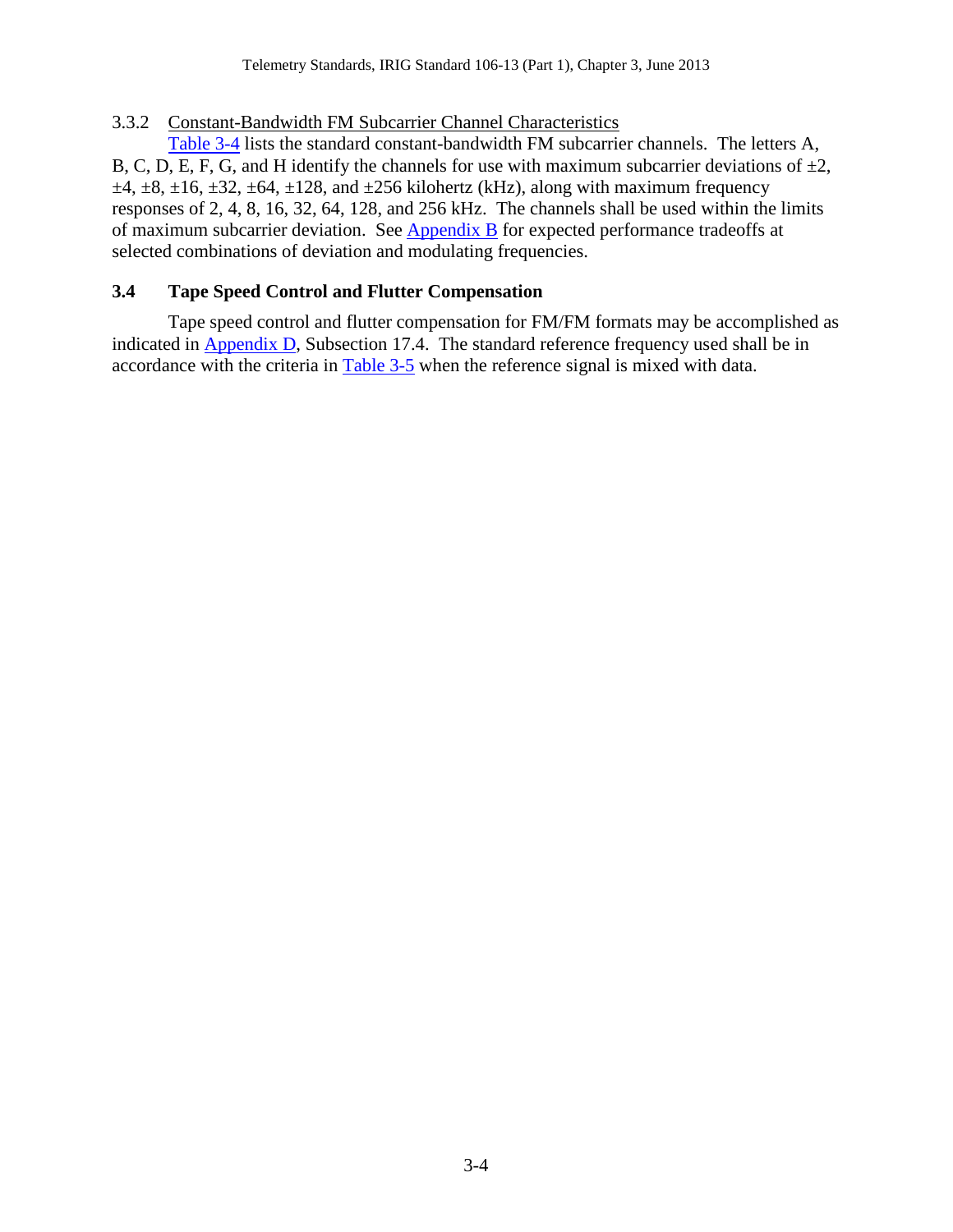#### 3.3.2 Constant-Bandwidth FM Subcarrier Channel Characteristics

Table 3-4 lists the standard constant-bandwidth FM subcarrier channels. The letters A, B, C, D, E, F, G, and H identify the channels for use with maximum subcarrier deviations of ±2, ±4, ±8, ±16, ±32, ±64, ±128, and ±256 kilohertz (kHz), along with maximum frequency responses of 2, 4, 8, 16, 32, 64, 128, and 256 kHz. The channels shall be used within the limits of maximum subcarrier deviation. See Appendix B for expected performance tradeoffs at selected combinations of deviation and modulating frequencies.

### 3.4 Tape Speed Control and Flutter Compensation

Tape speed control and flutter compensation for FM/FM formats may be accomplished as indicated in Appendix D, Subsection 17.4. The standard reference frequency used shall be in accordance with the criteria in Table 3-5 when the reference signal is mixed with data.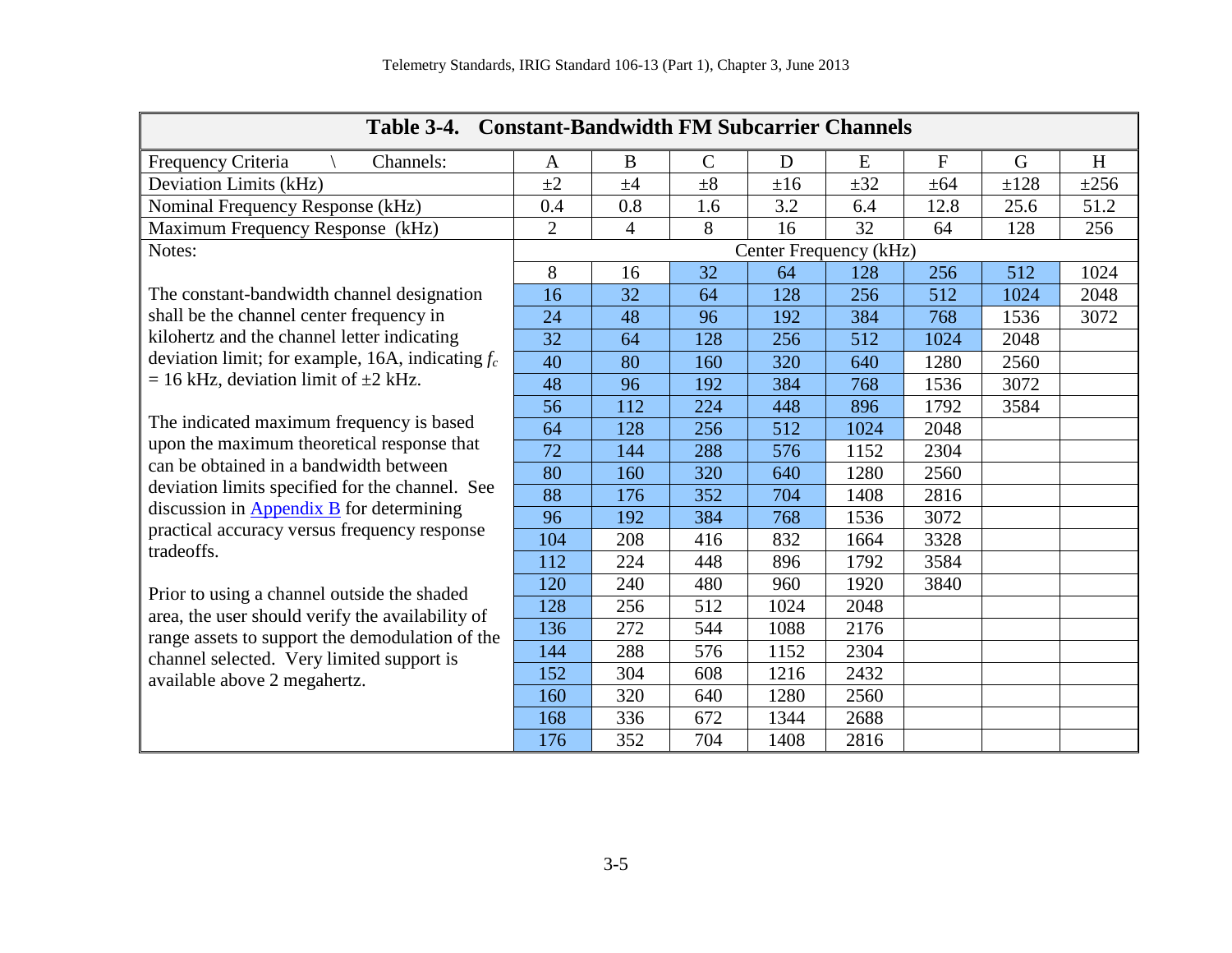**Table 3-4. Constant-Bandwidth FM Subcarrier Channels**

| Frequency Criteria \ Channels: | A | B | C | D | E | F | G | H |
|---|---|---|---|---|---|---|---|---|
| Deviation Limits (kHz) | ±2 | ±4 | ±8 | ±16 | ±32 | ±64 | ±128 | ±256 |
| Nominal Frequency Response (kHz) | 0.4 | 0.8 | 1.6 | 3.2 | 6.4 | 12.8 | 25.6 | 51.2 |
| Maximum Frequency Response (kHz) | 2 | 4 | 8 | 16 | 32 | 64 | 128 | 256 |
| Notes: | Center Frequency (kHz) | | | | | | | |
| | 8 | 16 | 32 | 64 | 128 | 256 | 512 | 1024 |
| | 16 | 32 | 64 | 128 | 256 | 512 | 1024 | 2048 |
| | 24 | 48 | 96 | 192 | 384 | 768 | 1536 | 3072 |
| | 32 | 64 | 128 | 256 | 512 | 1024 | 2048 | |
| | 40 | 80 | 160 | 320 | 640 | 1280 | 2560 | |
| | 48 | 96 | 192 | 384 | 768 | 1536 | 3072 | |
| | 56 | 112 | 224 | 448 | 896 | 1792 | 3584 | |
| | 64 | 128 | 256 | 512 | 1024 | 2048 | | |
| | 72 | 144 | 288 | 576 | 1152 | 2304 | | |
| | 80 | 160 | 320 | 640 | 1280 | 2560 | | |
| | 88 | 176 | 352 | 704 | 1408 | 2816 | | |
| | 96 | 192 | 384 | 768 | 1536 | 3072 | | |
| | 104 | 208 | 416 | 832 | 1664 | 3328 | | |
| | 112 | 224 | 448 | 896 | 1792 | 3584 | | |
| | 120 | 240 | 480 | 960 | 1920 | 3840 | | |
| | 128 | 256 | 512 | 1024 | 2048 | | | |
| | 136 | 272 | 544 | 1088 | 2176 | | | |
| | 144 | 288 | 576 | 1152 | 2304 | | | |
| | 152 | 304 | 608 | 1216 | 2432 | | | |
| | 160 | 320 | 640 | 1280 | 2560 | | | |
| | 168 | 336 | 672 | 1344 | 2688 | | | |
| | 176 | 352 | 704 | 1408 | 2816 | | | |

Notes:

The constant-bandwidth channel designation shall be the channel center frequency in kilohertz and the channel letter indicating deviation limit; for example, 16A, indicating $f_c$ = 16 kHz, deviation limit of ±2 kHz.

The indicated maximum frequency is based upon the maximum theoretical response that can be obtained in a bandwidth between deviation limits specified for the channel. See discussion in Appendix B for determining practical accuracy versus frequency response tradeoffs.

Prior to using a channel outside the shaded area, the user should verify the availability of range assets to support the demodulation of the channel selected. Very limited support is available above 2 megahertz.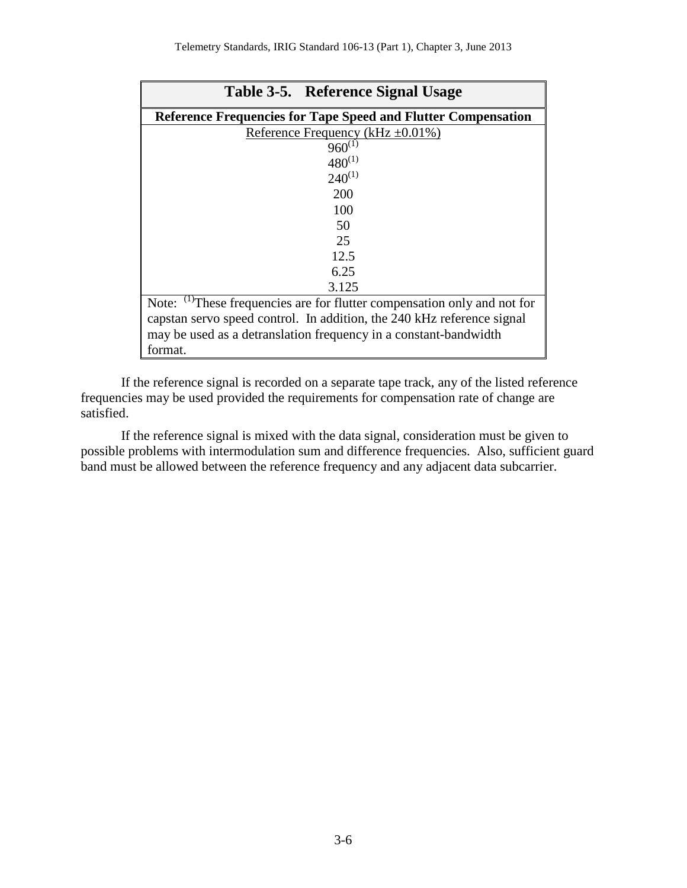**Table 3-5. Reference Signal Usage**

| Reference Frequencies for Tape Speed and Flutter Compensation |
| --- |
| Reference Frequency (kHz ±0.01%) |
| 960[1] |
| 480[1] |
| 240[1] |
| 200 |
| 100 |
| 50 |
| 25 |
| 12.5 |
| 6.25 |
| 3.125 |
| Note: [1]These frequencies are for flutter compensation only and not for capstan servo speed control. In addition, the 240 kHz reference signal may be used as a detranslation frequency in a constant-bandwidth format. |

If the reference signal is recorded on a separate tape track, any of the listed reference frequencies may be used provided the requirements for compensation rate of change are satisfied.

If the reference signal is mixed with the data signal, consideration must be given to possible problems with intermodulation sum and difference frequencies. Also, sufficient guard band must be allowed between the reference frequency and any adjacent data subcarrier.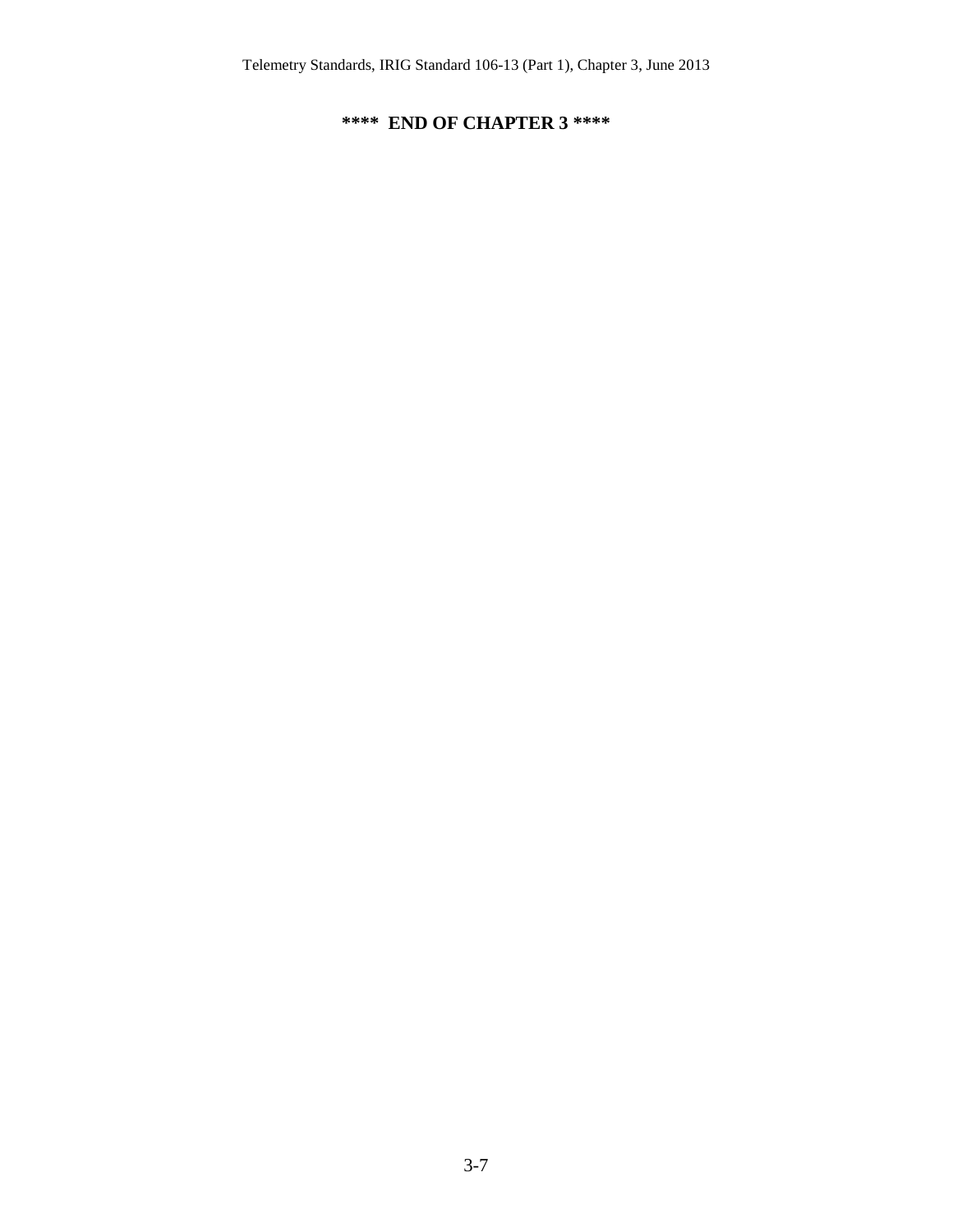**\*\*\*\*  END OF CHAPTER 3 \*\*\*\***

******  END OF CHAPTER 3 ****